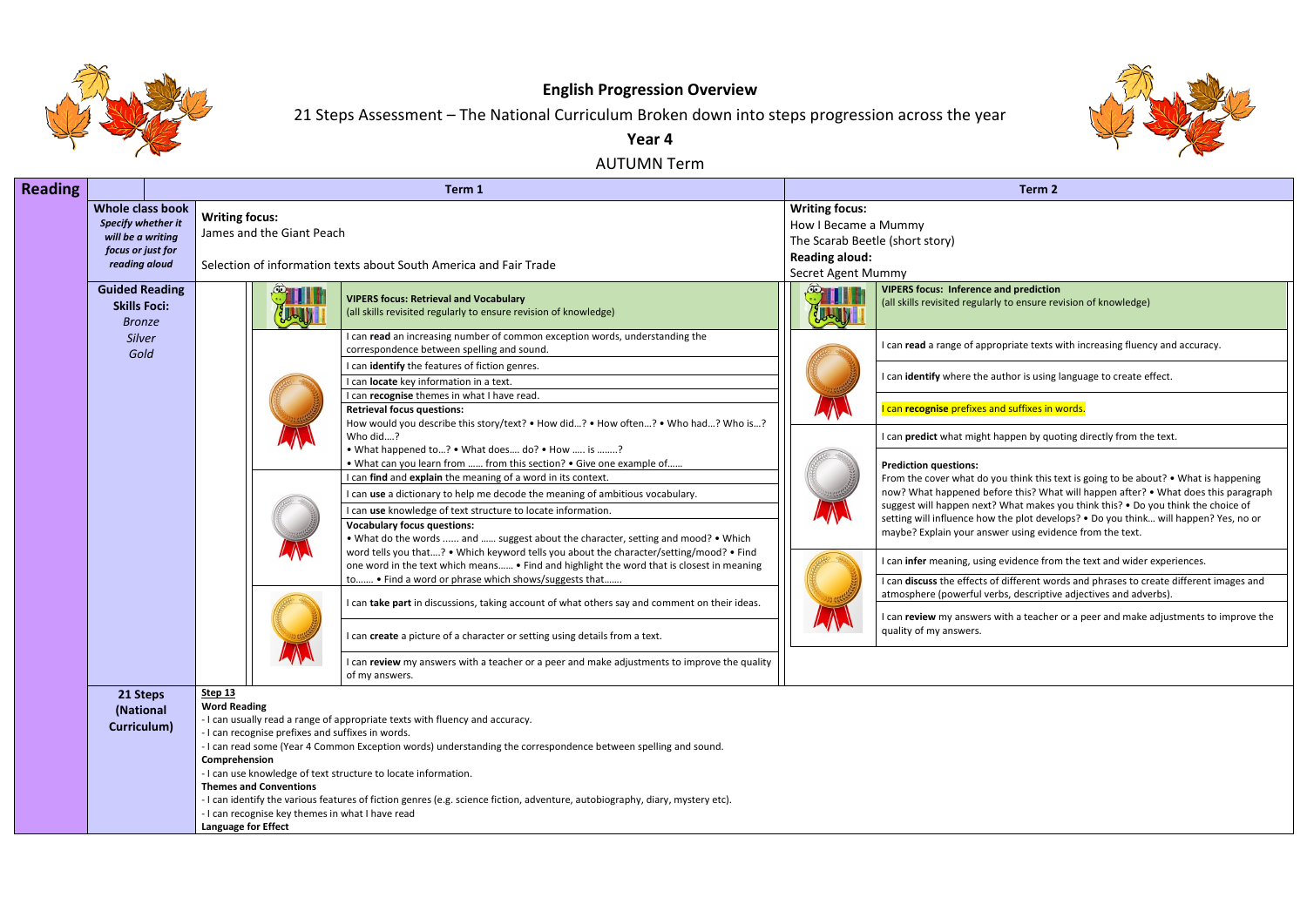# English Progression Overview

21 Steps Assessment – The National Curriculum Broken down into steps progression across the year

**Year 4**

AUTUMN Term

## Reading

| | Term 1 | | Term 2 | |
|---|---|---|---|---|
| **Whole class book** *Specify whether it will be a writing focus or just for reading aloud* | **Writing focus:** James and the Giant Peach<br><br>Selection of information texts about South America and Fair Trade | | **Writing focus:** How I Became a Mummy<br>The Scarab Beetle (short story)<br>**Reading aloud:** Secret Agent Mummy | |
| **Guided Reading Skills Foci:** *Bronze* *Silver* *Gold* | | **VIPERS focus: Retrieval and Vocabulary** (all skills revisited regularly to ensure revision of knowledge) | | **VIPERS focus: Inference and prediction** (all skills revisited regularly to ensure revision of knowledge) |
| | Bronze | I can **read** an increasing number of common exception words, understanding the correspondence between spelling and sound. | Bronze | I can **read** a range of appropriate texts with increasing fluency and accuracy. |
| | | I can **identify** the features of fiction genres. | | I can **identify** where the author is using language to create effect. |
| | | I can **locate** key information in a text. | | I can **recognise** prefixes and suffixes in words. |
| | | I can **recognise** themes in what I have read. | Silver | I can **predict** what might happen by quoting directly from the text. |
| | | **Retrieval focus questions:** How would you describe this story/text? • How did…? • How often…? • Who had…? Who is…? Who did….? • What happened to…? • What does…. do? • How ….. is ……..? • What can you learn from …… from this section? • Give one example of…… | | **Prediction questions:** From the cover what do you think this text is going to be about? • What is happening now? What happened before this? What will happen after? • What does this paragraph suggest will happen next? What makes you think this? • Do you think the choice of setting will influence how the plot develops? • Do you think… will happen? Yes, no or maybe? Explain your answer using evidence from the text. |
| | Silver | I can **find** and **explain** the meaning of a word in its context. | Gold | I can **infer** meaning, using evidence from the text and wider experiences. |
| | | I can **use** a dictionary to help me decode the meaning of ambitious vocabulary. | | I can **discuss** the effects of different words and phrases to create different images and atmosphere (powerful verbs, descriptive adjectives and adverbs). |
| | | I can **use** knowledge of text structure to locate information. | | I can **review** my answers with a teacher or a peer and make adjustments to improve the quality of my answers. |
| | | **Vocabulary focus questions:** • What do the words …… and …… suggest about the character, setting and mood? • Which word tells you that….? • Which keyword tells you about the character/setting/mood? • Find one word in the text which means…… • Find and highlight the word that is closest in meaning to……. • Find a word or phrase which shows/suggests that……. | | |
| | Gold | I can **take part** in discussions, taking account of what others say and comment on their ideas. | | |
| | | I can **create** a picture of a character or setting using details from a text. | | |
| | | I can **review** my answers with a teacher or a peer and make adjustments to improve the quality of my answers. | | |
| **21 Steps (National Curriculum)** | **Step 13**<br>**Word Reading**<br>- I can usually read a range of appropriate texts with fluency and accuracy.<br>- I can recognise prefixes and suffixes in words.<br>- I can read some (Year 4 Common Exception words) understanding the correspondence between spelling and sound.<br>**Comprehension**<br>- I can use knowledge of text structure to locate information.<br>**Themes and Conventions**<br>- I can identify the various features of fiction genres (e.g. science fiction, adventure, autobiography, diary, mystery etc).<br>- I can recognise key themes in what I have read<br>**Language for Effect** | | | |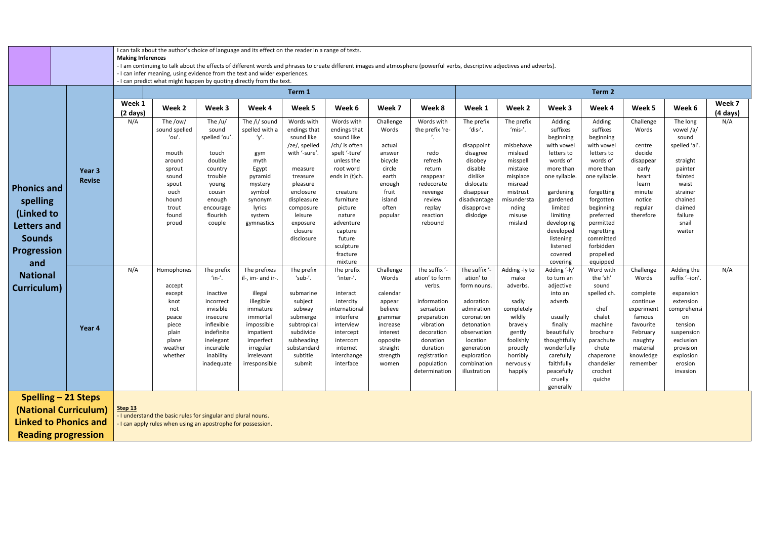I can talk about the author's choice of language and its effect on the reader in a range of texts.

**Making Inferences**

- I am continuing to talk about the effects of different words and phrases to create different images and atmosphere (powerful verbs, descriptive adjectives and adverbs).
- I can infer meaning, using evidence from the text and wider experiences.
- I can predict what might happen by quoting directly from the text.

| **Phonics and spelling (Linked to Letters and Sounds Progression and National Curriculum)** | | **Term 1** | | | | | | | | **Term 2** | | | | | | |
|---|---|---|---|---|---|---|---|---|---|---|---|---|---|---|---|---|
| | | **Week 1 (2 days)** | **Week 2** | **Week 3** | **Week 4** | **Week 5** | **Week 6** | **Week 7** | **Week 8** | **Week 1** | **Week 2** | **Week 3** | **Week 4** | **Week 5** | **Week 6** | **Week 7 (4 days)** |
| | **Year 3 Revise** | N/A | The /ow/ sound spelled 'ou'.<br><br>mouth<br>around<br>sprout<br>sound<br>spout<br>ouch<br>hound<br>trout<br>found<br>proud | The /u/ sound spelled 'ou'.<br><br>touch<br>double<br>country<br>trouble<br>young<br>cousin<br>enough<br>encourage<br>flourish<br>couple | The /i/ sound spelled with a 'y'.<br><br>gym<br>myth<br>Egypt<br>pyramid<br>mystery<br>symbol<br>synonym<br>lyrics<br>system<br>gymnastics | Words with endings that sound like /ze/, spelled with '-sure'.<br><br>measure<br>treasure<br>pleasure<br>enclosure<br>displeasure<br>composure<br>leisure<br>exposure<br>closure<br>disclosure | Words with endings that sound like /ch/ is often spelt '-ture' unless the root word ends in (t)ch.<br><br>creature<br>furniture<br>picture<br>nature<br>adventure<br>capture<br>future<br>sculpture<br>fracture<br>mixture | Challenge Words<br><br>actual<br>answer<br>bicycle<br>circle<br>earth<br>enough<br>fruit<br>island<br>often<br>popular | Words with the prefix 're-'.<br><br>redo<br>refresh<br>return<br>reappear<br>redecorate<br>revenge<br>review<br>replay<br>reaction<br>rebound | The prefix 'dis-'.<br><br>disappoint<br>disagree<br>disobey<br>disable<br>dislike<br>dislocate<br>disappear<br>disadvantage<br>disapprove<br>dislodge | The prefix 'mis-'.<br><br>misbehave<br>mislead<br>misspell<br>mistake<br>misplace<br>misread<br>mistrust<br>misunderstanding<br>misuse<br>mislaid | Adding suffixes beginning with vowel letters to words of more than one syllable.<br><br>gardening<br>gardened<br>limited<br>limiting<br>developing<br>developed<br>listening<br>listened<br>covered<br>covering | Adding suffixes beginning with vowel letters to words of more than one syllable.<br><br>forgetting<br>forgotten<br>beginning<br>preferred<br>permitted<br>regretting<br>committed<br>forbidden<br>propelled<br>equipped | Challenge Words<br><br>centre<br>decide<br>disappear<br>early<br>heart<br>learn<br>minute<br>notice<br>regular<br>therefore | The long vowel /a/ sound spelled 'ai'.<br><br>straight<br>painter<br>fainted<br>waist<br>strainer<br>chained<br>claimed<br>failure<br>snail<br>waiter | N/A |
| | **Year 4** | N/A | Homophones<br><br>accept<br>except<br>knot<br>not<br>peace<br>piece<br>plain<br>plane<br>weather<br>whether | The prefix 'in-'.<br><br>inactive<br>incorrect<br>invisible<br>insecure<br>inflexible<br>indefinite<br>inelegant<br>incurable<br>inability<br>inadequate | The prefixes il-, im- and ir-.<br><br>illegal<br>illegible<br>immature<br>immortal<br>impossible<br>impatient<br>imperfect<br>irregular<br>irrelevant<br>irresponsible | The prefix 'sub-'.<br><br>submarine<br>subject<br>subway<br>submerge<br>subtropical<br>subdivide<br>subheading<br>substandard<br>subtitle<br>submit | The prefix 'inter-'.<br><br>interact<br>intercity<br>international<br>interfere<br>interview<br>intercept<br>intercom<br>internet<br>interchange<br>interface | Challenge Words<br><br>calendar<br>appear<br>believe<br>grammar<br>increase<br>interest<br>opposite<br>straight<br>strength<br>women | The suffix '-ation' to form verbs.<br><br>information<br>sensation<br>preparation<br>vibration<br>decoration<br>donation<br>duration<br>registration<br>population<br>determination | The suffix '-ation' to form nouns.<br><br>adoration<br>admiration<br>coronation<br>detonation<br>observation<br>location<br>generation<br>exploration<br>combination<br>illustration | Adding -ly to make adverbs.<br><br>sadly<br>completely<br>wildly<br>bravely<br>gently<br>foolishly<br>proudly<br>horribly<br>nervously<br>happily | Adding '-ly' to turn an adjective into an adverb.<br><br>usually<br>finally<br>beautifully<br>thoughtfully<br>wonderfully<br>carefully<br>faithfully<br>peacefully<br>cruelly<br>generally | Word with the 'sh' sound spelled ch.<br><br>chef<br>chalet<br>machine<br>brochure<br>parachute<br>chute<br>chaperone<br>chandelier<br>crochet<br>quiche | Challenge Words<br><br>complete<br>continue<br>experiment<br>famous<br>favourite<br>February<br>naughty<br>material<br>knowledge<br>remember | Adding the suffix '–ion'.<br><br>expansion<br>extension<br>comprehension<br>tension<br>suspension<br>exclusion<br>provision<br>explosion<br>erosion<br>invasion | N/A |

**Spelling – 21 Steps (National Curriculum) Linked to Phonics and Reading progression**

**Step 13**

- I understand the basic rules for singular and plural nouns.
- I can apply rules when using an apostrophe for possession.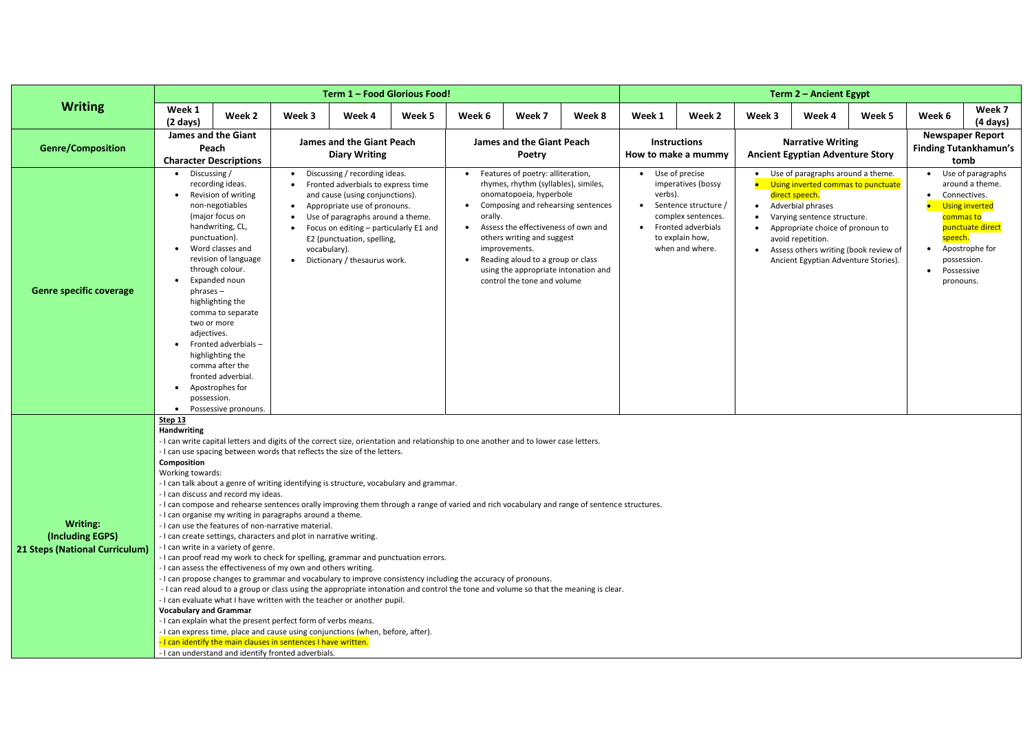| Writing | Term 1 – Food Glorious Food! | | | | | | | | Term 2 – Ancient Egypt | | | | | | |
|---|---|---|---|---|---|---|---|---|---|---|---|---|---|---|---|
| | Week 1 (2 days) | Week 2 | Week 3 | Week 4 | Week 5 | Week 6 | Week 7 | Week 8 | Week 1 | Week 2 | Week 3 | Week 4 | Week 5 | Week 6 | Week 7 (4 days) |
| **Genre/Composition** | **James and the Giant Peach Character Descriptions** | | **James and the Giant Peach Diary Writing** | | | **James and the Giant Peach Poetry** | | | **Instructions How to make a mummy** | | **Narrative Writing Ancient Egyptian Adventure Story** | | | **Newspaper Report Finding Tutankhamun's tomb** | |
| **Genre specific coverage** | • Discussing / recording ideas.<br>• Revision of writing non-negotiables (major focus on handwriting, CL, punctuation).<br>• Word classes and revision of language through colour.<br>• Expanded noun phrases – highlighting the comma to separate two or more adjectives.<br>• Fronted adverbials – highlighting the comma after the fronted adverbial.<br>• Apostrophes for possession.<br>• Possessive pronouns. | | • Discussing / recording ideas.<br>• Fronted adverbials to express time and cause (using conjunctions).<br>• Appropriate use of pronouns.<br>• Use of paragraphs around a theme.<br>• Focus on editing – particularly E1 and E2 (punctuation, spelling, vocabulary).<br>• Dictionary / thesaurus work. | | | • Features of poetry: alliteration, rhymes, rhythm (syllables), similes, onomatopoeia, hyperbole<br>• Composing and rehearsing sentences orally.<br>• Assess the effectiveness of own and others writing and suggest improvements.<br>• Reading aloud to a group or class using the appropriate intonation and control the tone and volume | | | • Use of precise imperatives (bossy verbs).<br>• Sentence structure / complex sentences.<br>• Fronted adverbials to explain how, when and where. | | • Use of paragraphs around a theme.<br>• Using inverted commas to punctuate direct speech.<br>• Adverbial phrases<br>• Varying sentence structure.<br>• Appropriate choice of pronoun to avoid repetition.<br>• Assess others writing (book review of Ancient Egyptian Adventure Stories). | | | • Use of paragraphs around a theme.<br>• Connectives.<br>• Using inverted commas to punctuate direct speech.<br>• Apostrophe for possession.<br>• Possessive pronouns. | |
| **Writing: (Including EGPS) 21 Steps (National Curriculum)** | **Step 13**<br>**Handwriting**<br>- I can write capital letters and digits of the correct size, orientation and relationship to one another and to lower case letters.<br>- I can use spacing between words that reflects the size of the letters.<br>**Composition**<br>Working towards:<br>- I can talk about a genre of writing identifying is structure, vocabulary and grammar.<br>- I can discuss and record my ideas.<br>- I can compose and rehearse sentences orally improving them through a range of varied and rich vocabulary and range of sentence structures.<br>- I can organise my writing in paragraphs around a theme.<br>- I can use the features of non-narrative material.<br>- I can create settings, characters and plot in narrative writing.<br>- I can write in a variety of genre.<br>- I can proof read my work to check for spelling, grammar and punctuation errors.<br>- I can assess the effectiveness of my own and others writing.<br>- I can propose changes to grammar and vocabulary to improve consistency including the accuracy of pronouns.<br>- I can read aloud to a group or class using the appropriate intonation and control the tone and volume so that the meaning is clear.<br>- I can evaluate what I have written with the teacher or another pupil.<br>**Vocabulary and Grammar**<br>- I can explain what the present perfect form of verbs means.<br>- I can express time, place and cause using conjunctions (when, before, after).<br>- I can identify the main clauses in sentences I have written.<br>- I can understand and identify fronted adverbials. | | | | | | | | | | | | | | |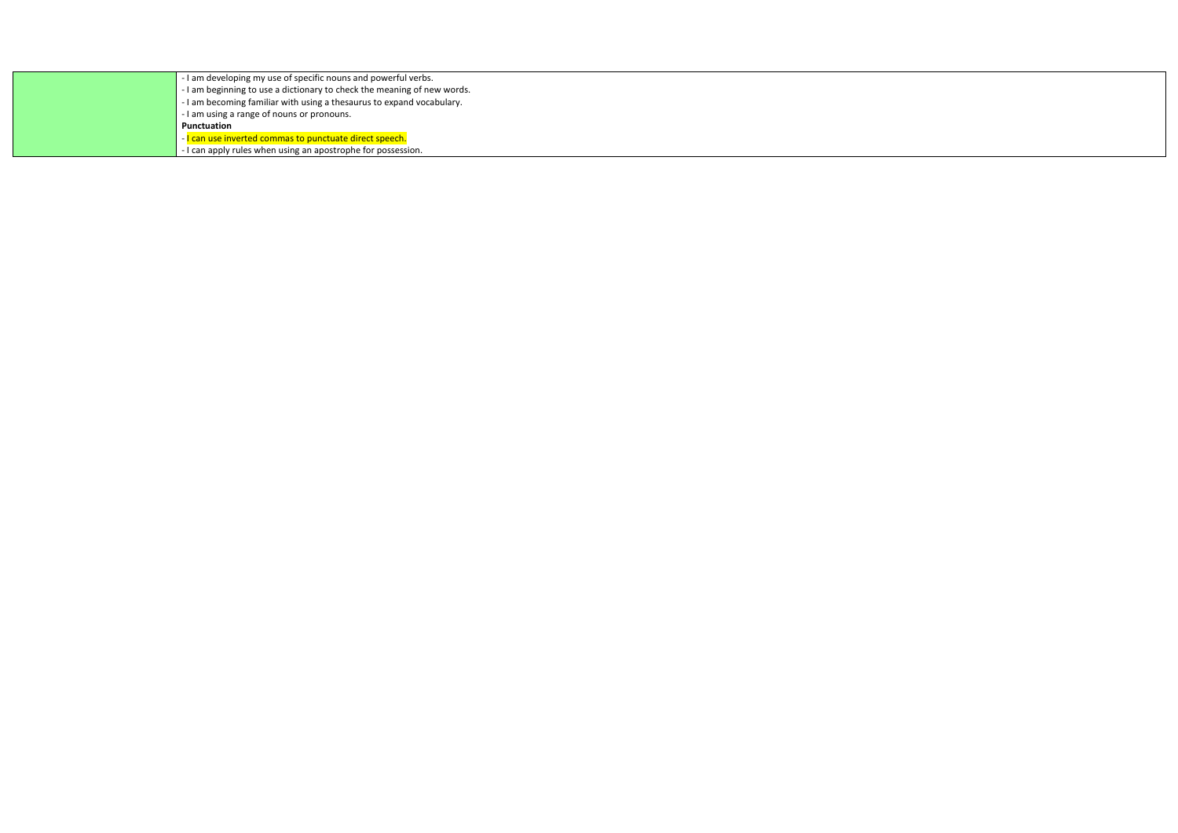| | |
|---|---|
| | - I am developing my use of specific nouns and powerful verbs.<br>- I am beginning to use a dictionary to check the meaning of new words.<br>- I am becoming familiar with using a thesaurus to expand vocabulary.<br>- I am using a range of nouns or pronouns.<br>**Punctuation**<br>- I can use inverted commas to punctuate direct speech.<br>- I can apply rules when using an apostrophe for possession. |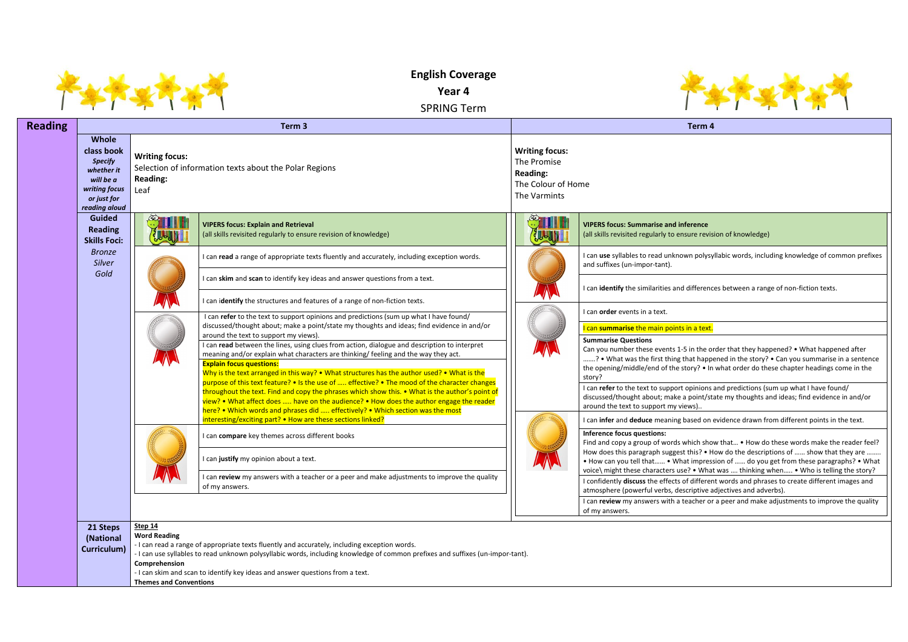# English Coverage

## Year 4

SPRING Term

| Reading | | Term 3 | | Term 4 | |
|---|---|---|---|---|---|
| | **Whole class book** *Specify whether it will be a writing focus or just for reading aloud* | **Writing focus:** Selection of information texts about the Polar Regions **Reading:** Leaf | | **Writing focus:** The Promise **Reading:** The Colour of Home The Varmints | |
| | **Guided Reading Skills Foci:** *Bronze Silver Gold* | | **VIPERS focus: Explain and Retrieval** (all skills revisited regularly to ensure revision of knowledge) | | **VIPERS focus: Summarise and inference** (all skills revisited regularly to ensure revision of knowledge) |
| | | Bronze | I can **read** a range of appropriate texts fluently and accurately, including exception words. | Bronze | I can **use** syllables to read unknown polysyllabic words, including knowledge of common prefixes and suffixes (un-impor-tant). |
| | | Bronze | I can **skim** and **scan** to identify key ideas and answer questions from a text. | Bronze | I can **identify** the similarities and differences between a range of non-fiction texts. |
| | | Bronze | I can i**dentify** the structures and features of a range of non-fiction texts. | Silver | I can **order** events in a text. |
| | | Silver | I can **refer** to the text to support opinions and predictions (sum up what I have found/ discussed/thought about; make a point/state my thoughts and ideas; find evidence in and/or around the text to support my views). | Silver | I can **summarise** the main points in a text. |
| | | Silver | I can **read** between the lines, using clues from action, dialogue and description to interpret meaning and/or explain what characters are thinking/ feeling and the way they act. | Silver | **Summarise Questions** Can you number these events 1-5 in the order that they happened? • What happened after …….? • What was the first thing that happened in the story? • Can you summarise in a sentence the opening/middle/end of the story? • In what order do these chapter headings come in the story? |
| | | Silver | **Explain focus questions:** Why is the text arranged in this way? • What structures has the author used? • What is the purpose of this text feature? • Is the use of ….. effective? • The mood of the character changes throughout the text. Find and copy the phrases which show this. • What is the author's point of view? • What affect does ….. have on the audience? • How does the author engage the reader here? • Which words and phrases did ….. effectively? • Which section was the most interesting/exciting part? • How are these sections linked? | Silver | I can **refer** to the text to support opinions and predictions (sum up what I have found/ discussed/thought about; make a point/state my thoughts and ideas; find evidence in and/or around the text to support my views).. |
| | | Gold | I can **compare** key themes across different books | Gold | I can **infer** and **deduce** meaning based on evidence drawn from different points in the text. |
| | | Gold | I can **justify** my opinion about a text. | Gold | **Inference focus questions:** Find and copy a group of words which show that… • How do these words make the reader feel? How does this paragraph suggest this? • How do the descriptions of …… show that they are …….. • How can you tell that…… • What impression of …… do you get from these paragraphs? • What voice\ might these characters use? • What was …. thinking when….. • Who is telling the story? |
| | | Gold | I can **review** my answers with a teacher or a peer and make adjustments to improve the quality of my answers. | Gold | I confidently **discuss** the effects of different words and phrases to create different images and atmosphere (powerful verbs, descriptive adjectives and adverbs). |
| | | | | Gold | I can **review** my answers with a teacher or a peer and make adjustments to improve the quality of my answers. |
| | **21 Steps (National Curriculum)** | **Step 14** **Word Reading** - I can read a range of appropriate texts fluently and accurately, including exception words. - I can use syllables to read unknown polysyllabic words, including knowledge of common prefixes and suffixes (un-impor-tant). **Comprehension** - I can skim and scan to identify key ideas and answer questions from a text. **Themes and Conventions** | | | |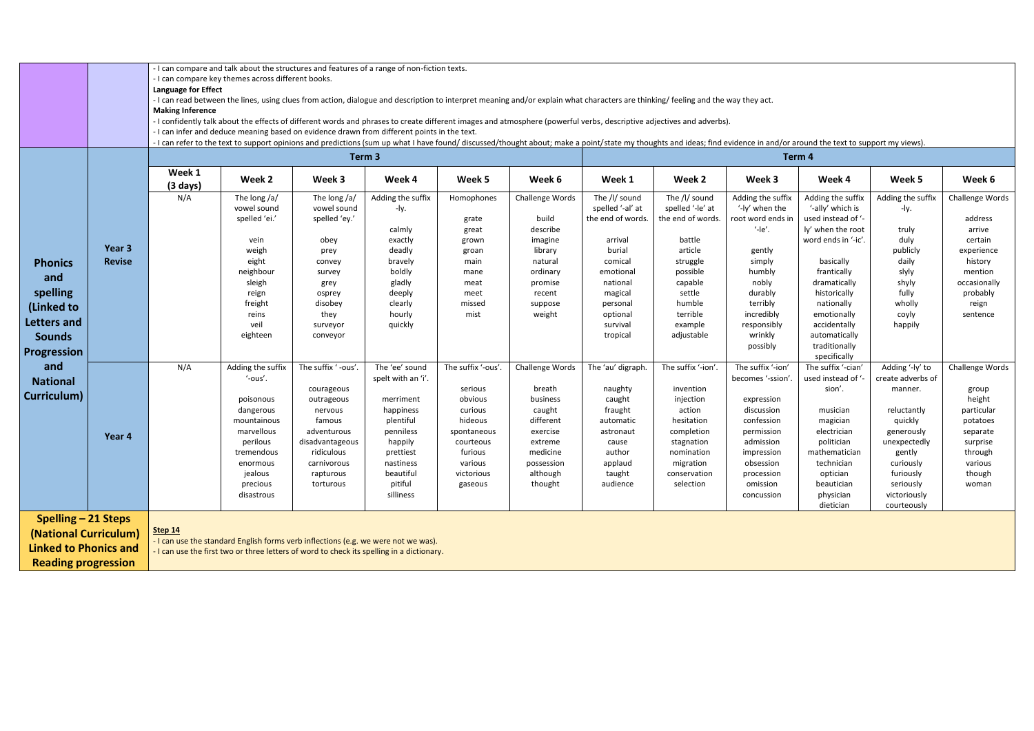- I can compare and talk about the structures and features of a range of non-fiction texts.
- I can compare key themes across different books.

**Language for Effect**

- I can read between the lines, using clues from action, dialogue and description to interpret meaning and/or explain what characters are thinking/ feeling and the way they act.

**Making Inference**

- I confidently talk about the effects of different words and phrases to create different images and atmosphere (powerful verbs, descriptive adjectives and adverbs).
- I can infer and deduce meaning based on evidence drawn from different points in the text.
- I can refer to the text to support opinions and predictions (sum up what I have found/ discussed/thought about; make a point/state my thoughts and ideas; find evidence in and/or around the text to support my views).

| Phonics and spelling (Linked to Letters and Sounds Progression and National Curriculum) | | Term 3 | | | | | | Term 4 | | | | | |
|---|---|---|---|---|---|---|---|---|---|---|---|---|---|
| | | Week 1 (3 days) | Week 2 | Week 3 | Week 4 | Week 5 | Week 6 | Week 1 | Week 2 | Week 3 | Week 4 | Week 5 | Week 6 |
| | Year 3 Revise | N/A | The long /a/ vowel sound spelled 'ei.' <br><br> vein <br> weigh <br> eight <br> neighbour <br> sleigh <br> reign <br> freight <br> reins <br> veil <br> eighteen | The long /a/ vowel sound spelled 'ey.' <br><br> obey <br> prey <br> convey <br> survey <br> grey <br> osprey <br> disobey <br> they <br> surveyor <br> conveyor | Adding the suffix -ly. <br><br> calmly <br> exactly <br> deadly <br> bravely <br> boldly <br> gladly <br> deeply <br> clearly <br> hourly <br> quickly | Homophones <br><br> grate <br> great <br> grown <br> groan <br> main <br> mane <br> meat <br> meet <br> missed <br> mist | Challenge Words <br><br> build <br> describe <br> imagine <br> library <br> natural <br> ordinary <br> promise <br> recent <br> suppose <br> weight | The /l/ sound spelled '-al' at the end of words. <br><br> arrival <br> burial <br> comical <br> emotional <br> national <br> magical <br> personal <br> optional <br> survival <br> tropical | The /l/ sound spelled '-le' at the end of words. <br><br> battle <br> article <br> struggle <br> possible <br> capable <br> settle <br> humble <br> terrible <br> example <br> adjustable | Adding the suffix '-ly' when the root word ends in '-le'. <br><br> gently <br> simply <br> humbly <br> nobly <br> durably <br> terribly <br> incredibly <br> responsibly <br> wrinkly <br> possibly | Adding the suffix '-ally' which is used instead of '-ly' when the root word ends in '-ic'. <br><br> basically <br> frantically <br> dramatically <br> historically <br> nationally <br> emotionally <br> accidentally <br> automatically <br> traditionally <br> specifically | Adding the suffix -ly. <br><br> truly <br> duly <br> publicly <br> daily <br> slyly <br> shyly <br> fully <br> wholly <br> coyly <br> happily | Challenge Words <br><br> address <br> arrive <br> certain <br> experience <br> history <br> mention <br> occasionally <br> probably <br> reign <br> sentence |
| | Year 4 | N/A | Adding the suffix '-ous'. <br><br> poisonous <br> dangerous <br> mountainous <br> marvellous <br> perilous <br> tremendous <br> enormous <br> jealous <br> precious <br> disastrous | The suffix ' -ous'. <br><br> courageous <br> outrageous <br> nervous <br> famous <br> adventurous <br> disadvantageous <br> ridiculous <br> carnivorous <br> rapturous <br> torturous | The 'ee' sound spelt with an 'i'. <br><br> merriment <br> happiness <br> plentiful <br> penniless <br> happily <br> prettiest <br> nastiness <br> beautiful <br> pitiful <br> silliness | The suffix '-ous'. <br><br> serious <br> obvious <br> curious <br> hideous <br> spontaneous <br> courteous <br> furious <br> various <br> victorious <br> gaseous | Challenge Words <br><br> breath <br> business <br> caught <br> different <br> exercise <br> extreme <br> medicine <br> possession <br> although <br> thought | The 'au' digraph. <br><br> naughty <br> caught <br> fraught <br> automatic <br> astronaut <br> cause <br> author <br> applaud <br> taught <br> audience | The suffix '-ion'. <br><br> invention <br> injection <br> action <br> hesitation <br> completion <br> stagnation <br> nomination <br> migration <br> conservation <br> selection | The suffix '-ion' becomes '-ssion'. <br><br> expression <br> discussion <br> confession <br> permission <br> admission <br> impression <br> obsession <br> procession <br> omission <br> concussion | The suffix '-cian' used instead of '-sion'. <br><br> musician <br> magician <br> electrician <br> politician <br> mathematician <br> technician <br> optician <br> beautician <br> physician <br> dietician | Adding '-ly' to create adverbs of manner. <br><br> reluctantly <br> quickly <br> generously <br> unexpectedly <br> gently <br> curiously <br> furiously <br> seriously <br> victoriously <br> courteously | Challenge Words <br><br> group <br> height <br> particular <br> potatoes <br> separate <br> surprise <br> through <br> various <br> though <br> woman |

**Spelling – 21 Steps (National Curriculum) Linked to Phonics and Reading progression**

**Step 14**

- I can use the standard English forms verb inflections (e.g. we were not we was).
- I can use the first two or three letters of word to check its spelling in a dictionary.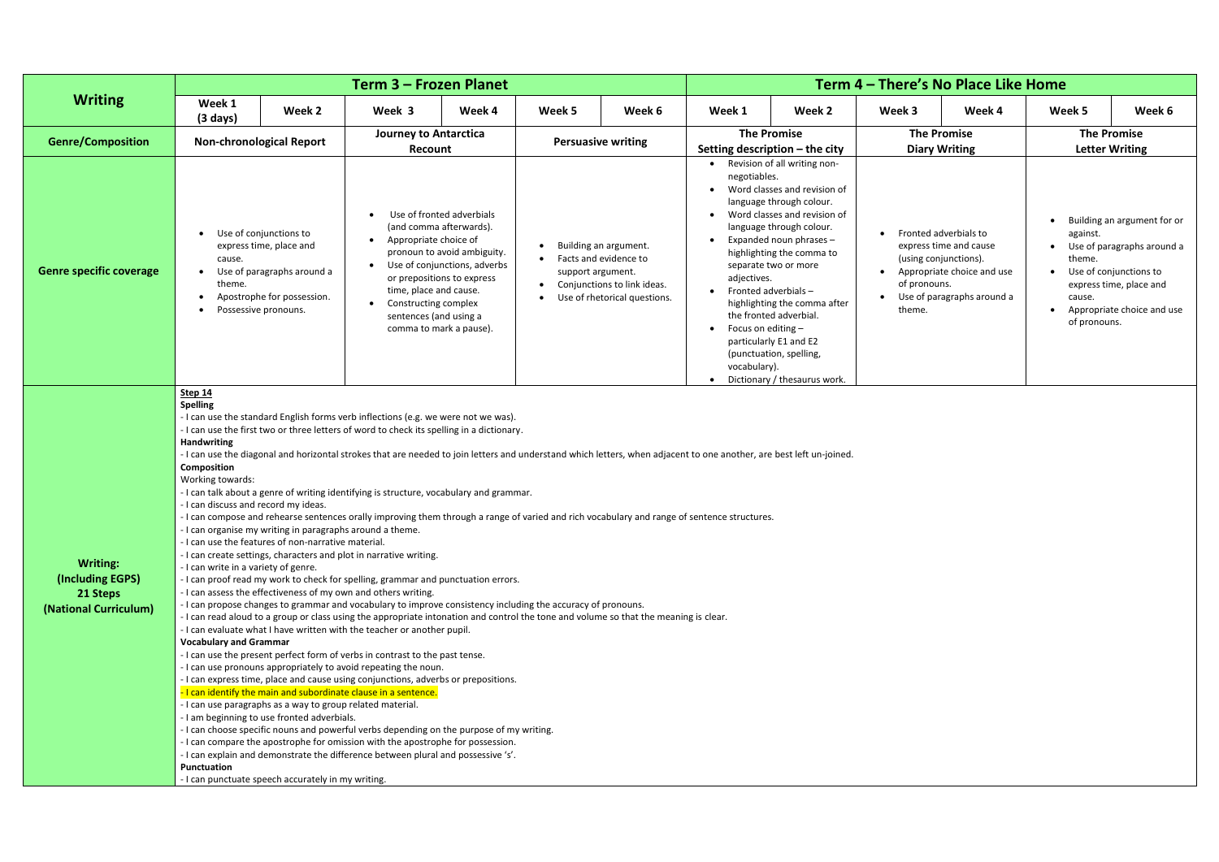| Writing | Term 3 – Frozen Planet | | | | | | Term 4 – There's No Place Like Home | | | | | |
|---|---|---|---|---|---|---|---|---|---|---|---|---|
| | Week 1 (3 days) | Week 2 | Week 3 | Week 4 | Week 5 | Week 6 | Week 1 | Week 2 | Week 3 | Week 4 | Week 5 | Week 6 |
| **Genre/Composition** | Non-chronological Report | | Journey to Antarctica Recount | | Persuasive writing | | The Promise Setting description – the city | | The Promise Diary Writing | | The Promise Letter Writing | |
| **Genre specific coverage** | • Use of conjunctions to express time, place and cause.<br>• Use of paragraphs around a theme.<br>• Apostrophe for possession.<br>• Possessive pronouns. | | • Use of fronted adverbials (and comma afterwards).<br>• Appropriate choice of pronoun to avoid ambiguity.<br>• Use of conjunctions, adverbs or prepositions to express time, place and cause.<br>• Constructing complex sentences (and using a comma to mark a pause). | | • Building an argument.<br>• Facts and evidence to support argument.<br>• Conjunctions to link ideas.<br>• Use of rhetorical questions. | | • Revision of all writing non-negotiables.<br>• Word classes and revision of language through colour.<br>• Word classes and revision of language through colour.<br>• Expanded noun phrases – highlighting the comma to separate two or more adjectives.<br>• Fronted adverbials – highlighting the comma after the fronted adverbial.<br>• Focus on editing – particularly E1 and E2 (punctuation, spelling, vocabulary).<br>• Dictionary / thesaurus work. | | • Fronted adverbials to express time and cause (using conjunctions).<br>• Appropriate choice and use of pronouns.<br>• Use of paragraphs around a theme. | | • Building an argument for or against.<br>• Use of paragraphs around a theme.<br>• Use of conjunctions to express time, place and cause.<br>• Appropriate choice and use of pronouns. | |
| **Writing: (Including EGPS) 21 Steps (National Curriculum)** | **Step 14**<br>**Spelling**<br>- I can use the standard English forms verb inflections (e.g. we were not we was).<br>- I can use the first two or three letters of word to check its spelling in a dictionary.<br>**Handwriting**<br>- I can use the diagonal and horizontal strokes that are needed to join letters and understand which letters, when adjacent to one another, are best left un-joined.<br>**Composition**<br>Working towards:<br>- I can talk about a genre of writing identifying is structure, vocabulary and grammar.<br>- I can discuss and record my ideas.<br>- I can compose and rehearse sentences orally improving them through a range of varied and rich vocabulary and range of sentence structures.<br>- I can organise my writing in paragraphs around a theme.<br>- I can use the features of non-narrative material.<br>- I can create settings, characters and plot in narrative writing.<br>- I can write in a variety of genre.<br>- I can proof read my work to check for spelling, grammar and punctuation errors.<br>- I can assess the effectiveness of my own and others writing.<br>- I can propose changes to grammar and vocabulary to improve consistency including the accuracy of pronouns.<br>- I can read aloud to a group or class using the appropriate intonation and control the tone and volume so that the meaning is clear.<br>- I can evaluate what I have written with the teacher or another pupil.<br>**Vocabulary and Grammar**<br>- I can use the present perfect form of verbs in contrast to the past tense.<br>- I can use pronouns appropriately to avoid repeating the noun.<br>- I can express time, place and cause using conjunctions, adverbs or prepositions.<br>- I can identify the main and subordinate clause in a sentence.<br>- I can use paragraphs as a way to group related material.<br>- I am beginning to use fronted adverbials.<br>- I can choose specific nouns and powerful verbs depending on the purpose of my writing.<br>- I can compare the apostrophe for omission with the apostrophe for possession.<br>- I can explain and demonstrate the difference between plural and possessive 's'.<br>**Punctuation**<br>- I can punctuate speech accurately in my writing. | | | | | | | | | | | |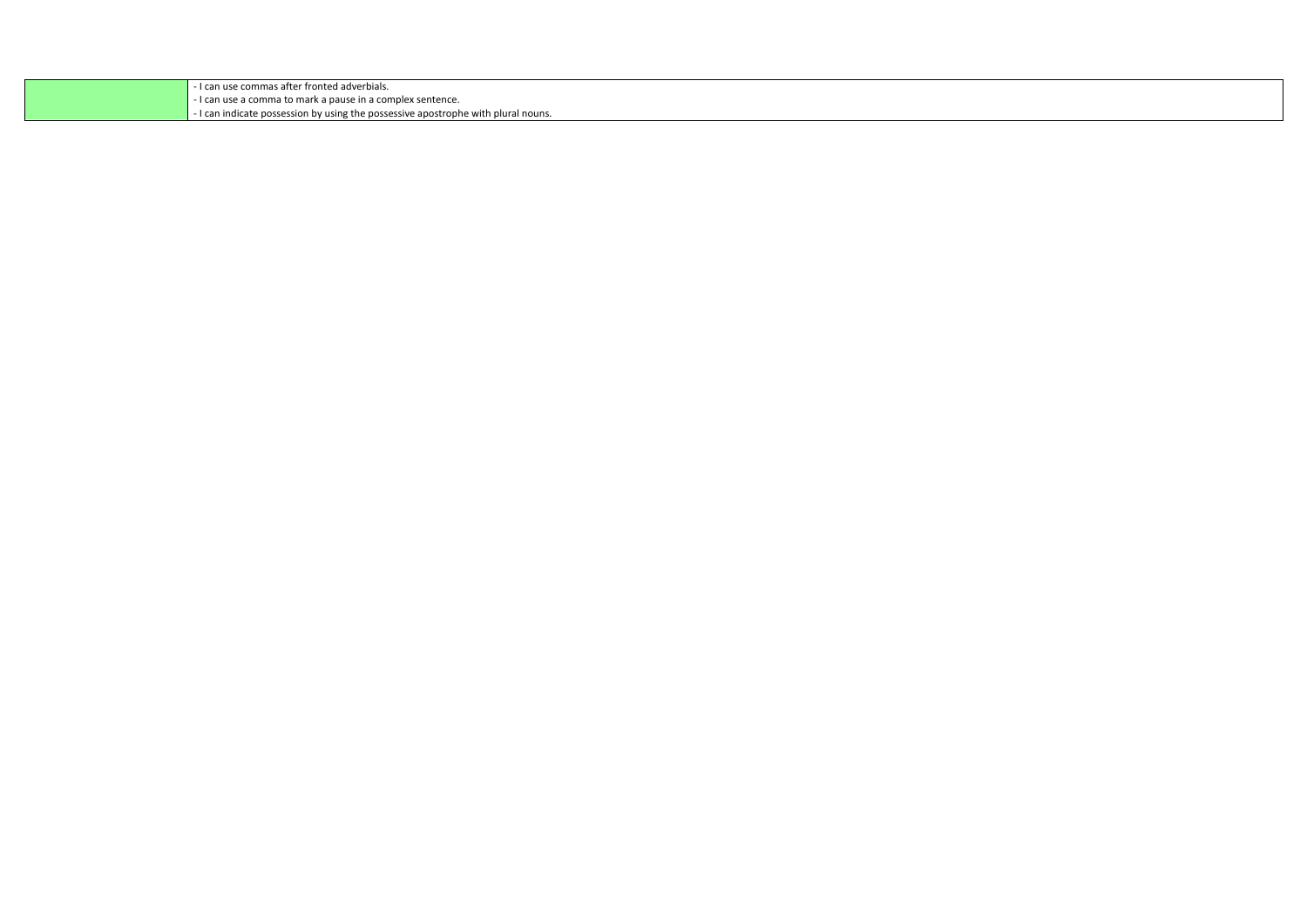| | |
|---|---|
| | - I can use commas after fronted adverbials.<br>- I can use a comma to mark a pause in a complex sentence.<br>- I can indicate possession by using the possessive apostrophe with plural nouns. |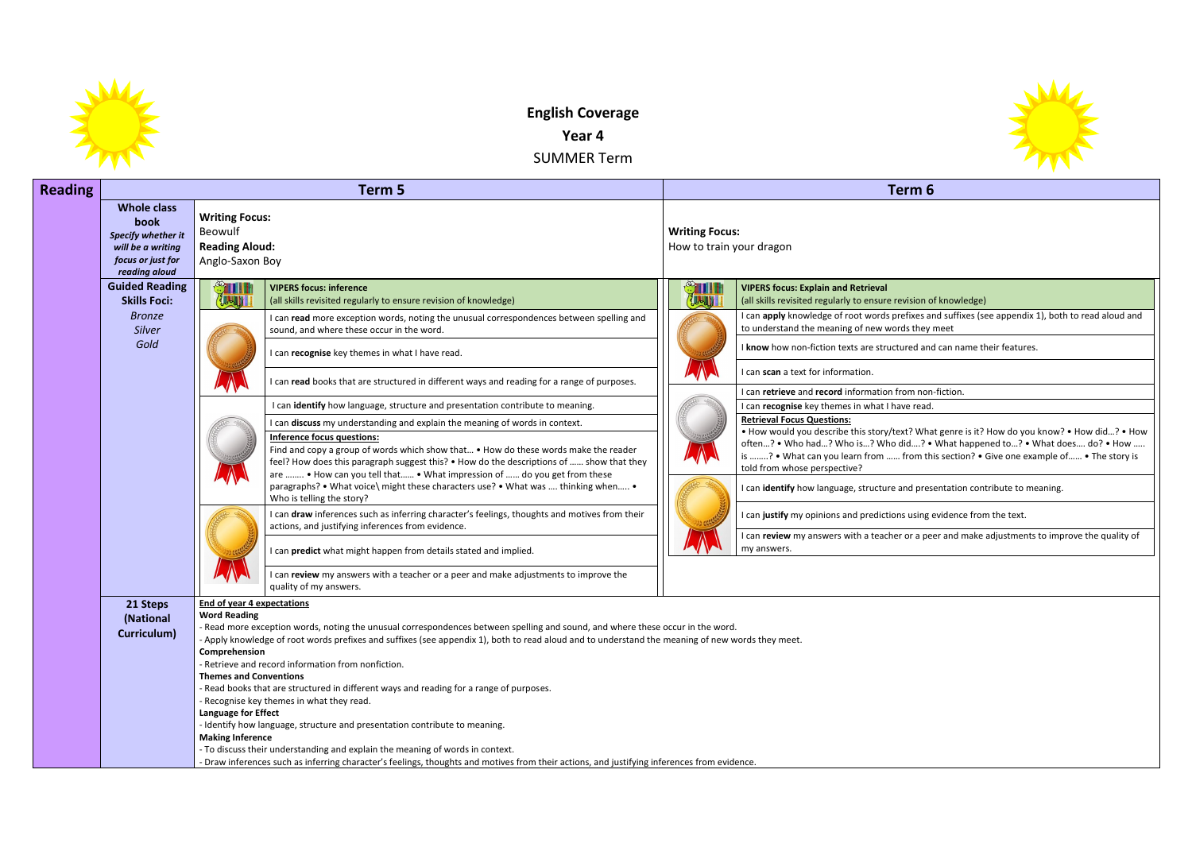# English Coverage

## Year 4

### SUMMER Term

| Reading | | Term 5 | Term 6 |
|---|---|---|---|
| | **Whole class book** *Specify whether it will be a writing focus or just for reading aloud* | **Writing Focus:** Beowulf **Reading Aloud:** Anglo-Saxon Boy | **Writing Focus:** How to train your dragon |
| | **Guided Reading Skills Foci:** *Bronze* *Silver* *Gold* | **VIPERS focus: inference** (all skills revisited regularly to ensure revision of knowledge) | **VIPERS focus: Explain and Retrieval** (all skills revisited regularly to ensure revision of knowledge) |
| | Bronze | I can **read** more exception words, noting the unusual correspondences between spelling and sound, and where these occur in the word.<br>I can **recognise** key themes in what I have read.<br>I can **read** books that are structured in different ways and reading for a range of purposes. | I can **apply** knowledge of root words prefixes and suffixes (see appendix 1), both to read aloud and to understand the meaning of new words they meet<br>I **know** how non-fiction texts are structured and can name their features.<br>I can **scan** a text for information. |
| | Silver | I can **identify** how language, structure and presentation contribute to meaning.<br>I can **discuss** my understanding and explain the meaning of words in context.<br>**Inference focus questions:** Find and copy a group of words which show that… • How do these words make the reader feel? How does this paragraph suggest this? • How do the descriptions of …… show that they are …….. • How can you tell that…… • What impression of …… do you get from these paragraphs? • What voice\ might these characters use? • What was …. thinking when….. • Who is telling the story? | I can **retrieve** and **record** information from non-fiction.<br>I can **recognise** key themes in what I have read.<br>**Retrieval Focus Questions:** • How would you describe this story/text? What genre is it? How do you know? • How did…? • How often…? • Who had…? Who is…? Who did….? • What happened to…? • What does…. do? • How ….. is ……..? • What can you learn from …… from this section? • Give one example of…… • The story is told from whose perspective? |
| | Gold | I can **draw** inferences such as inferring character's feelings, thoughts and motives from their actions, and justifying inferences from evidence.<br>I can **predict** what might happen from details stated and implied.<br>I can **review** my answers with a teacher or a peer and make adjustments to improve the quality of my answers. | I can **identify** how language, structure and presentation contribute to meaning.<br>I can **justify** my opinions and predictions using evidence from the text.<br>I can **review** my answers with a teacher or a peer and make adjustments to improve the quality of my answers. |

**21 Steps (National Curriculum)**

**End of year 4 expectations**

**Word Reading**
- Read more exception words, noting the unusual correspondences between spelling and sound, and where these occur in the word.
- Apply knowledge of root words prefixes and suffixes (see appendix 1), both to read aloud and to understand the meaning of new words they meet.

**Comprehension**
- Retrieve and record information from nonfiction.

**Themes and Conventions**
- Read books that are structured in different ways and reading for a range of purposes.
- Recognise key themes in what they read.

**Language for Effect**
- Identify how language, structure and presentation contribute to meaning.

**Making Inference**
- To discuss their understanding and explain the meaning of words in context.
- Draw inferences such as inferring character's feelings, thoughts and motives from their actions, and justifying inferences from evidence.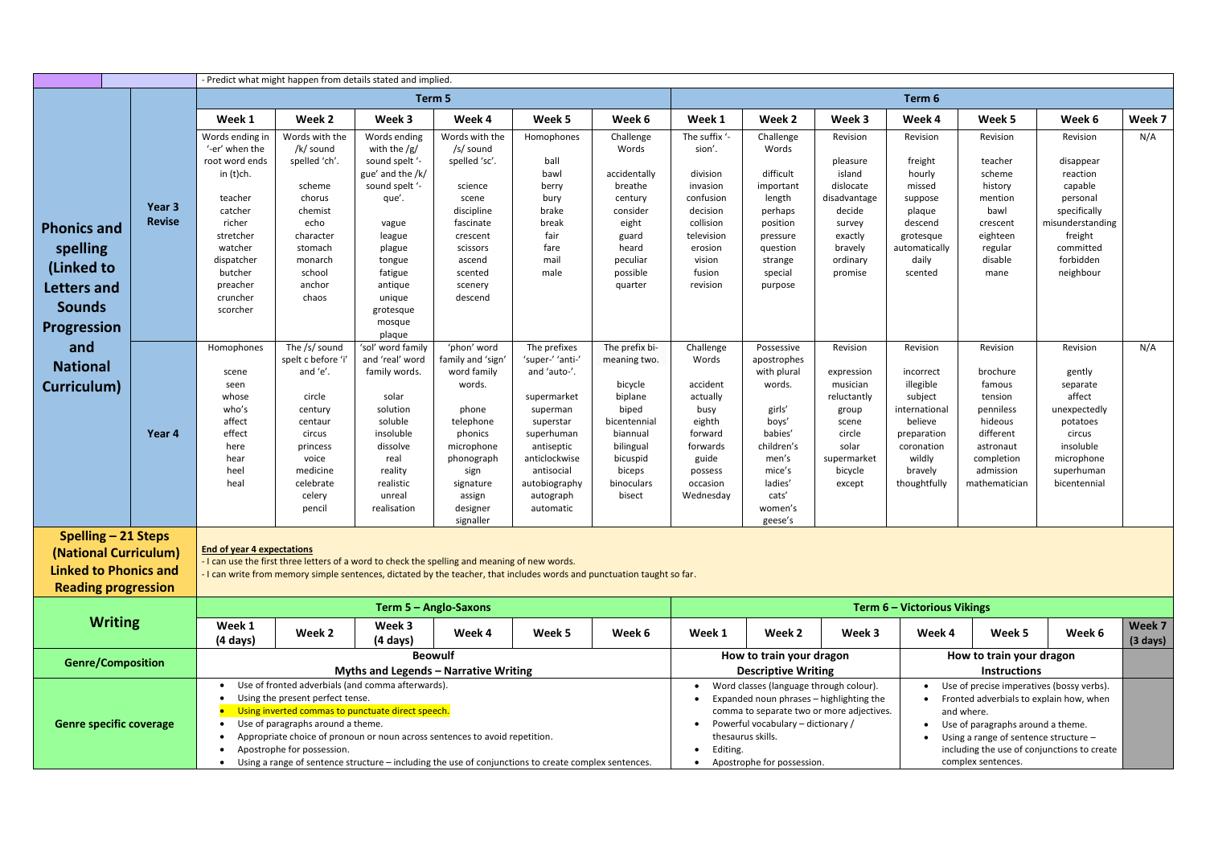| | | | | | | | | | | | | | | |
|---|---|---|---|---|---|---|---|---|---|---|---|---|---|---|
| | | - Predict what might happen from details stated and implied. | | | | | | | | | | | | |
| **Phonics and spelling (Linked to Letters and Sounds Progression and National Curriculum)** | | **Term 5** | | | | | | **Term 6** | | | | | | |
| | | **Week 1** | **Week 2** | **Week 3** | **Week 4** | **Week 5** | **Week 6** | **Week 1** | **Week 2** | **Week 3** | **Week 4** | **Week 5** | **Week 6** | **Week 7** |
| | **Year 3 Revise** | Words ending in '-er' when the root word ends in (t)ch.<br><br>teacher<br>catcher<br>richer<br>stretcher<br>watcher<br>dispatcher<br>butcher<br>preacher<br>cruncher<br>scorcher | Words with the /k/ sound spelled 'ch'.<br><br>scheme<br>chorus<br>chemist<br>echo<br>character<br>stomach<br>monarch<br>school<br>anchor<br>chaos | Words ending with the /g/ sound spelt '-gue' and the /k/ sound spelt '-que'.<br><br>vague<br>league<br>plague<br>tongue<br>fatigue<br>antique<br>unique<br>grotesque<br>mosque<br>plaque | Words with the /s/ sound spelled 'sc'.<br><br>science<br>scene<br>discipline<br>fascinate<br>crescent<br>scissors<br>ascend<br>scented<br>scenery<br>descend | Homophones<br><br>ball<br>bawl<br>berry<br>bury<br>brake<br>break<br>fair<br>fare<br>mail<br>male | Challenge Words<br><br>accidentally<br>breathe<br>century<br>consider<br>eight<br>guard<br>heard<br>peculiar<br>possible<br>quarter | The suffix '-sion'.<br><br>division<br>invasion<br>confusion<br>decision<br>collision<br>television<br>erosion<br>vision<br>fusion<br>revision | Challenge Words<br><br>difficult<br>important<br>length<br>perhaps<br>position<br>pressure<br>question<br>strange<br>special<br>purpose | Revision<br><br>pleasure<br>island<br>disadvantage<br>decide<br>survey<br>exactly<br>bravely<br>ordinary<br>promise | Revision<br><br>freight<br>hourly<br>missed<br>suppose<br>plaque<br>descend<br>grotesque<br>automatically<br>daily<br>scented | Revision<br><br>teacher<br>scheme<br>history<br>mention<br>bawl<br>crescent<br>eighteen<br>regular<br>disable<br>mane | Revision<br><br>disappear<br>reaction<br>capable<br>personal<br>specifically<br>misunderstanding<br>freight<br>committed<br>forbidden<br>neighbour | N/A |
| | **Year 4** | Homophones<br><br>scene<br>seen<br>whose<br>who's<br>affect<br>effect<br>here<br>hear<br>heel<br>heal | The /s/ sound spelt c before 'i' and 'e'.<br><br>circle<br>century<br>centaur<br>circus<br>princess<br>voice<br>medicine<br>celebrate<br>celery<br>pencil | 'sol' word family and 'real' word family words.<br><br>solar<br>solution<br>soluble<br>insoluble<br>dissolve<br>real<br>reality<br>realistic<br>unreal<br>realisation | 'phon' word family and 'sign' word family words.<br><br>phone<br>telephone<br>phonics<br>microphone<br>phonograph<br>sign<br>signature<br>assign<br>designer<br>signaller | The prefixes 'super-' 'anti-' and 'auto-'.<br><br>supermarket<br>superman<br>superstar<br>superhuman<br>antiseptic<br>anticlockwise<br>antisocial<br>autobiography<br>autograph<br>automatic | The prefix bi- meaning two.<br><br>bicycle<br>biplane<br>biped<br>bicentennial<br>biannual<br>bilingual<br>bicuspid<br>biceps<br>binoculars<br>bisect | Challenge Words<br><br>accident<br>actually<br>busy<br>eighth<br>forward<br>forwards<br>guide<br>possess<br>occasion<br>Wednesday | Possessive apostrophes with plural words.<br><br>girls'<br>boys'<br>babies'<br>children's<br>men's<br>mice's<br>ladies'<br>cats'<br>women's<br>geese's | Revision<br><br>expression<br>musician<br>reluctantly<br>group<br>scene<br>circle<br>solar<br>supermarket<br>bicycle<br>except | Revision<br><br>incorrect<br>illegible<br>subject<br>international<br>believe<br>preparation<br>coronation<br>wildly<br>bravely<br>thoughtfully | Revision<br><br>brochure<br>famous<br>tension<br>penniless<br>hideous<br>different<br>astronaut<br>completion<br>admission<br>mathematician | Revision<br><br>gently<br>separate<br>affect<br>unexpectedly<br>potatoes<br>circus<br>insoluble<br>microphone<br>superhuman<br>bicentennial | N/A |
| **Spelling – 21 Steps (National Curriculum) Linked to Phonics and Reading progression** | | **End of year 4 expectations**<br>- I can use the first three letters of a word to check the spelling and meaning of new words.<br>- I can write from memory simple sentences, dictated by the teacher, that includes words and punctuation taught so far. | | | | | | | | | | | | |
| **Writing** | | **Term 5 – Anglo-Saxons** | | | | | | **Term 6 – Victorious Vikings** | | | | | | |
| | | **Week 1 (4 days)** | **Week 2** | **Week 3 (4 days)** | **Week 4** | **Week 5** | **Week 6** | **Week 1** | **Week 2** | **Week 3** | **Week 4** | **Week 5** | **Week 6** | **Week 7 (3 days)** |
| **Genre/Composition** | | **Beowulf**<br>**Myths and Legends – Narrative Writing** | | | | | | **How to train your dragon**<br>**Descriptive Writing** | | | **How to train your dragon**<br>**Instructions** | | | |
| **Genre specific coverage** | | • Use of fronted adverbials (and comma afterwards).<br>• Using the present perfect tense.<br>• Using inverted commas to punctuate direct speech.<br>• Use of paragraphs around a theme.<br>• Appropriate choice of pronoun or noun across sentences to avoid repetition.<br>• Apostrophe for possession.<br>• Using a range of sentence structure – including the use of conjunctions to create complex sentences. | | | | | | • Word classes (language through colour).<br>• Expanded noun phrases – highlighting the comma to separate two or more adjectives.<br>• Powerful vocabulary – dictionary / thesaurus skills.<br>• Editing.<br>• Apostrophe for possession. | | | • Use of precise imperatives (bossy verbs).<br>• Fronted adverbials to explain how, when and where.<br>• Use of paragraphs around a theme.<br>• Using a range of sentence structure – including the use of conjunctions to create complex sentences. | | | |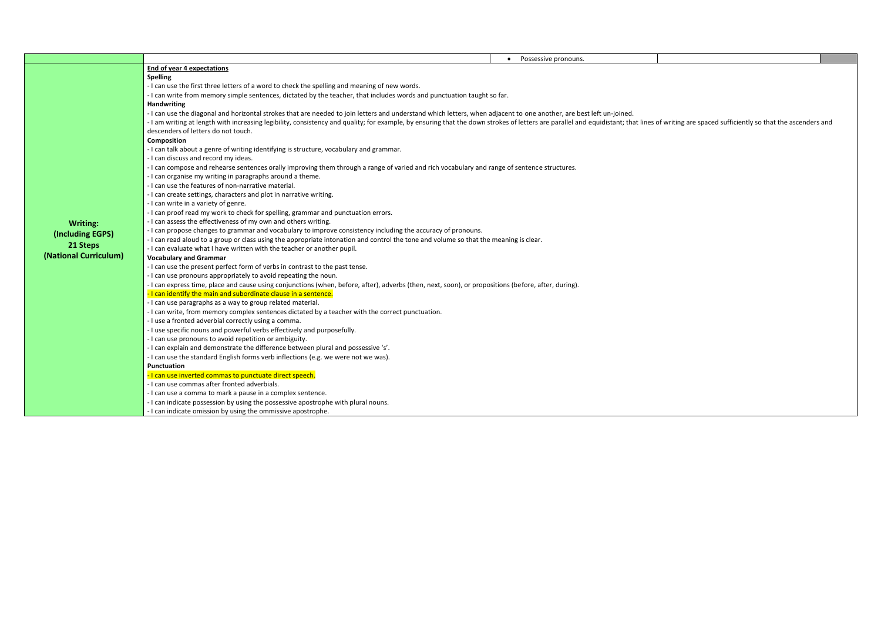| | | | | |
|---|---|---|---|---|
| | | • Possessive pronouns. | | |
| **Writing: (Including EGPS) 21 Steps (National Curriculum)** | **End of year 4 expectations**<br>**Spelling**<br>- I can use the first three letters of a word to check the spelling and meaning of new words.<br>- I can write from memory simple sentences, dictated by the teacher, that includes words and punctuation taught so far.<br>**Handwriting**<br>- I can use the diagonal and horizontal strokes that are needed to join letters and understand which letters, when adjacent to one another, are best left un-joined.<br>- I am writing at length with increasing legibility, consistency and quality; for example, by ensuring that the down strokes of letters are parallel and equidistant; that lines of writing are spaced sufficiently so that the ascenders and descenders of letters do not touch.<br>**Composition**<br>- I can talk about a genre of writing identifying is structure, vocabulary and grammar.<br>- I can discuss and record my ideas.<br>- I can compose and rehearse sentences orally improving them through a range of varied and rich vocabulary and range of sentence structures.<br>- I can organise my writing in paragraphs around a theme.<br>- I can use the features of non-narrative material.<br>- I can create settings, characters and plot in narrative writing.<br>- I can write in a variety of genre.<br>- I can proof read my work to check for spelling, grammar and punctuation errors.<br>- I can assess the effectiveness of my own and others writing.<br>- I can propose changes to grammar and vocabulary to improve consistency including the accuracy of pronouns.<br>- I can read aloud to a group or class using the appropriate intonation and control the tone and volume so that the meaning is clear.<br>- I can evaluate what I have written with the teacher or another pupil.<br>**Vocabulary and Grammar**<br>- I can use the present perfect form of verbs in contrast to the past tense.<br>- I can use pronouns appropriately to avoid repeating the noun.<br>- I can express time, place and cause using conjunctions (when, before, after), adverbs (then, next, soon), or propositions (before, after, during).<br>- I can identify the main and subordinate clause in a sentence.<br>- I can use paragraphs as a way to group related material.<br>- I can write, from memory complex sentences dictated by a teacher with the correct punctuation.<br>- I use a fronted adverbial correctly using a comma.<br>- I use specific nouns and powerful verbs effectively and purposefully.<br>- I can use pronouns to avoid repetition or ambiguity.<br>- I can explain and demonstrate the difference between plural and possessive 's'.<br>- I can use the standard English forms verb inflections (e.g. we were not we was).<br>**Punctuation**<br>- I can use inverted commas to punctuate direct speech.<br>- I can use commas after fronted adverbials.<br>- I can use a comma to mark a pause in a complex sentence.<br>- I can indicate possession by using the possessive apostrophe with plural nouns.<br>- I can indicate omission by using the ommissive apostrophe. | | | |